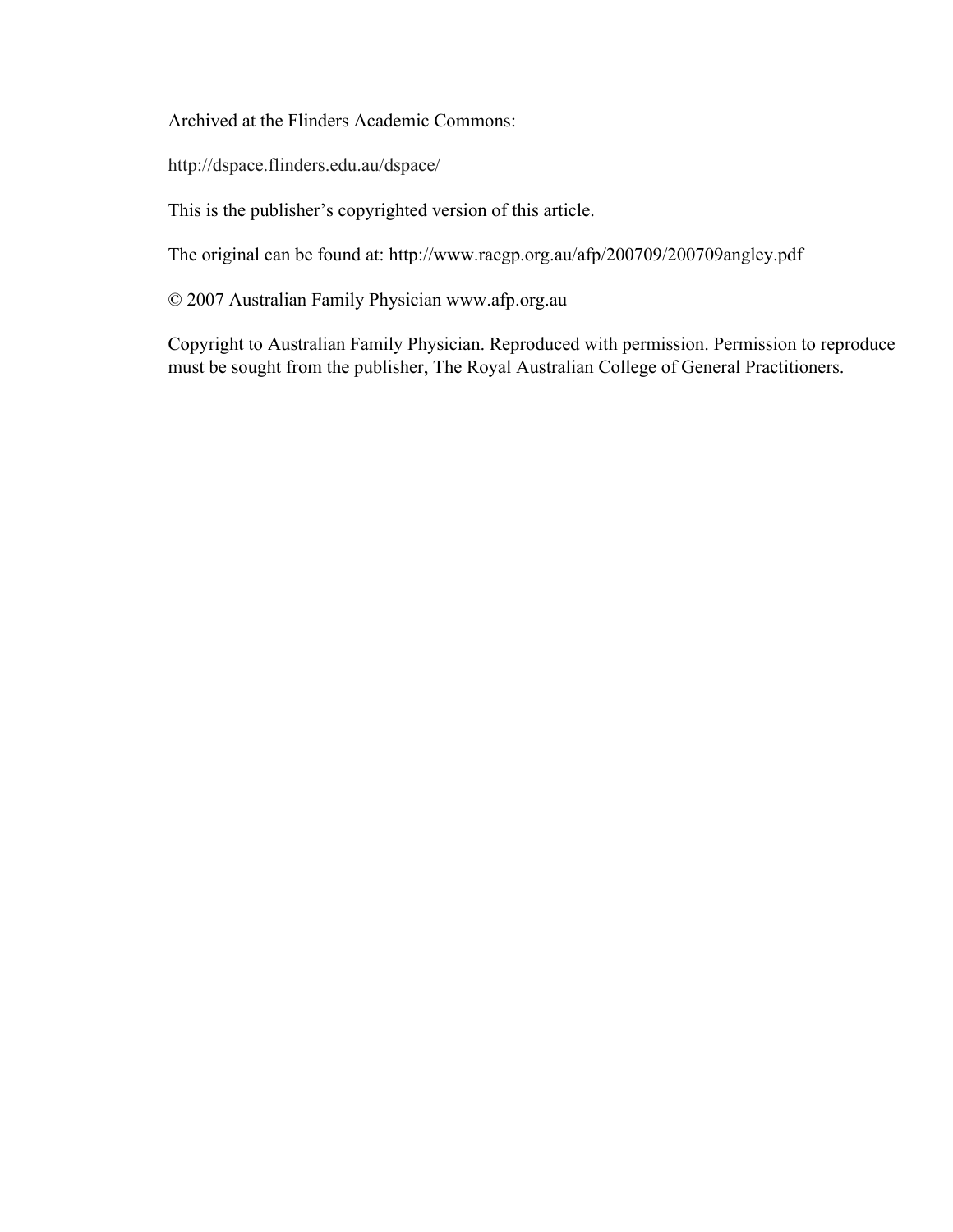Archived at the Flinders Academic Commons:

http://dspace.flinders.edu.au/dspace/

This is the publisher's copyrighted version of this article.

The original can be found at: http://www.racgp.org.au/afp/200709/200709angley.pdf

© 2007 Australian Family Physician www.afp.org.au

Copyright to Australian Family Physician. Reproduced with permission. Permission to reproduce must be sought from the publisher, The Royal Australian College of General Practitioners.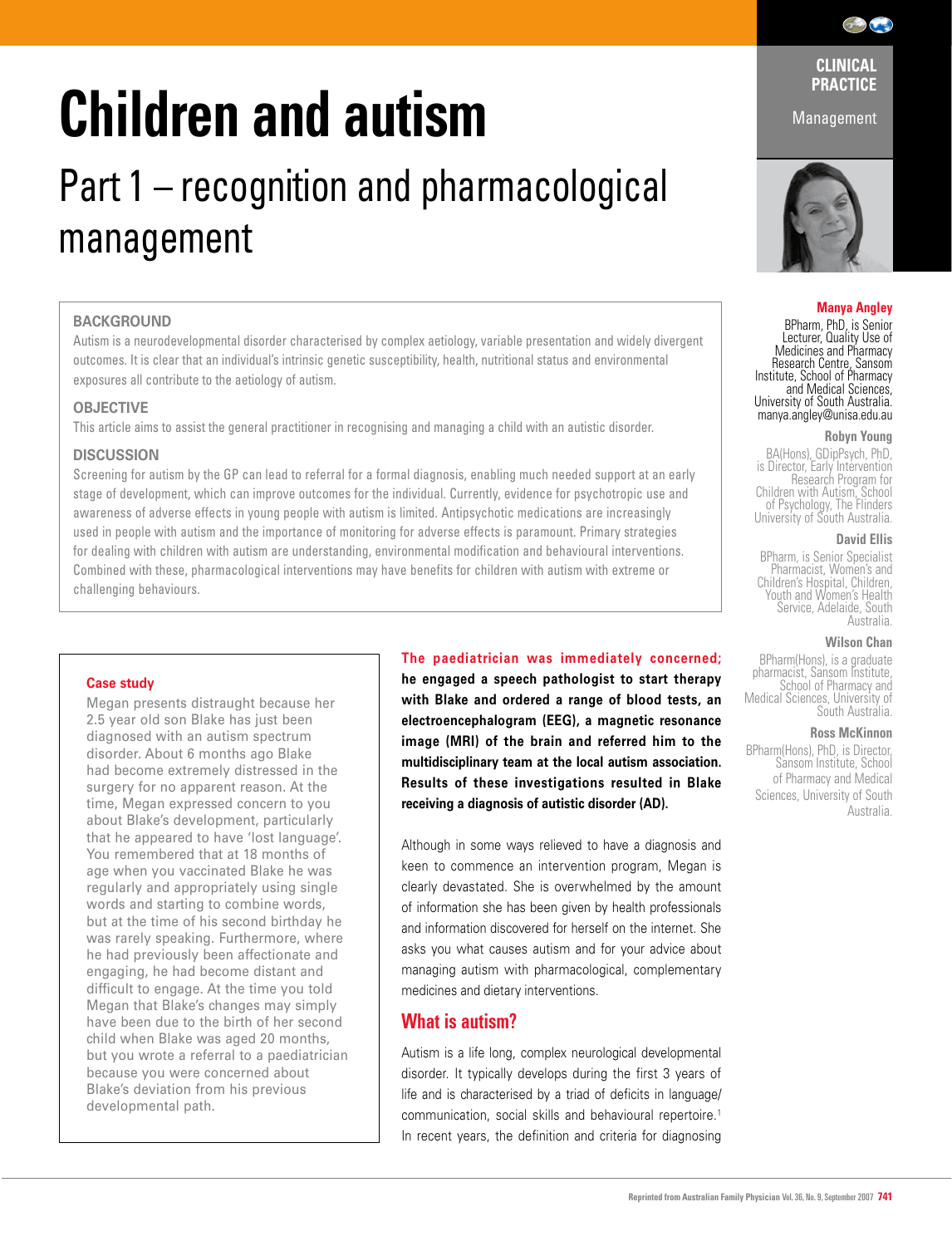# Children and autism

## Part 1 – recognition and pharmacological management

CLINICAL PRACTICE

Management

**Manya Angley**
BPharm, PhD, is Senior Lecturer, Quality Use of Medicines and Pharmacy Research Centre, Sansom Institute, School of Pharmacy and Medical Sciences, University of South Australia.
manya.angley@unisa.edu.au

**Robyn Young**
BA(Hons), GDipPsych, PhD, is Director, Early Intervention Research Program for Children with Autism, School of Psychology, The Flinders University of South Australia.

**David Ellis**
BPharm, is Senior Specialist Pharmacist, Women's and Children's Hospital, Children, Youth and Women's Health Service, Adelaide, South Australia.

**Wilson Chan**
BPharm(Hons), is a graduate pharmacist, Sansom Institute, School of Pharmacy and Medical Sciences, University of South Australia.

**Ross McKinnon**
BPharm(Hons), PhD, is Director, Sansom Institute, School of Pharmacy and Medical Sciences, University of South Australia.

**BACKGROUND**

Autism is a neurodevelopmental disorder characterised by complex aetiology, variable presentation and widely divergent outcomes. It is clear that an individual's intrinsic genetic susceptibility, health, nutritional status and environmental exposures all contribute to the aetiology of autism.

**OBJECTIVE**

This article aims to assist the general practitioner in recognising and managing a child with an autistic disorder.

**DISCUSSION**

Screening for autism by the GP can lead to referral for a formal diagnosis, enabling much needed support at an early stage of development, which can improve outcomes for the individual. Currently, evidence for psychotropic use and awareness of adverse effects in young people with autism is limited. Antipsychotic medications are increasingly used in people with autism and the importance of monitoring for adverse effects is paramount. Primary strategies for dealing with children with autism are understanding, environmental modification and behavioural interventions. Combined with these, pharmacological interventions may have benefits for children with autism with extreme or challenging behaviours.

**Case study**

Megan presents distraught because her 2.5 year old son Blake has just been diagnosed with an autism spectrum disorder. About 6 months ago Blake had become extremely distressed in the surgery for no apparent reason. At the time, Megan expressed concern to you about Blake's development, particularly that he appeared to have 'lost language'. You remembered that at 18 months of age when you vaccinated Blake he was regularly and appropriately using single words and starting to combine words, but at the time of his second birthday he was rarely speaking. Furthermore, where he had previously been affectionate and engaging, he had become distant and difficult to engage. At the time you told Megan that Blake's changes may simply have been due to the birth of her second child when Blake was aged 20 months, but you wrote a referral to a paediatrician because you were concerned about Blake's deviation from his previous developmental path.

**The paediatrician was immediately concerned; he engaged a speech pathologist to start therapy with Blake and ordered a range of blood tests, an electroencephalogram (EEG), a magnetic resonance image (MRI) of the brain and referred him to the multidisciplinary team at the local autism association. Results of these investigations resulted in Blake receiving a diagnosis of autistic disorder (AD).**

Although in some ways relieved to have a diagnosis and keen to commence an intervention program, Megan is clearly devastated. She is overwhelmed by the amount of information she has been given by health professionals and information discovered for herself on the internet. She asks you what causes autism and for your advice about managing autism with pharmacological, complementary medicines and dietary interventions.

## What is autism?

Autism is a life long, complex neurological developmental disorder. It typically develops during the first 3 years of life and is characterised by a triad of deficits in language/communication, social skills and behavioural repertoire.[1] In recent years, the definition and criteria for diagnosing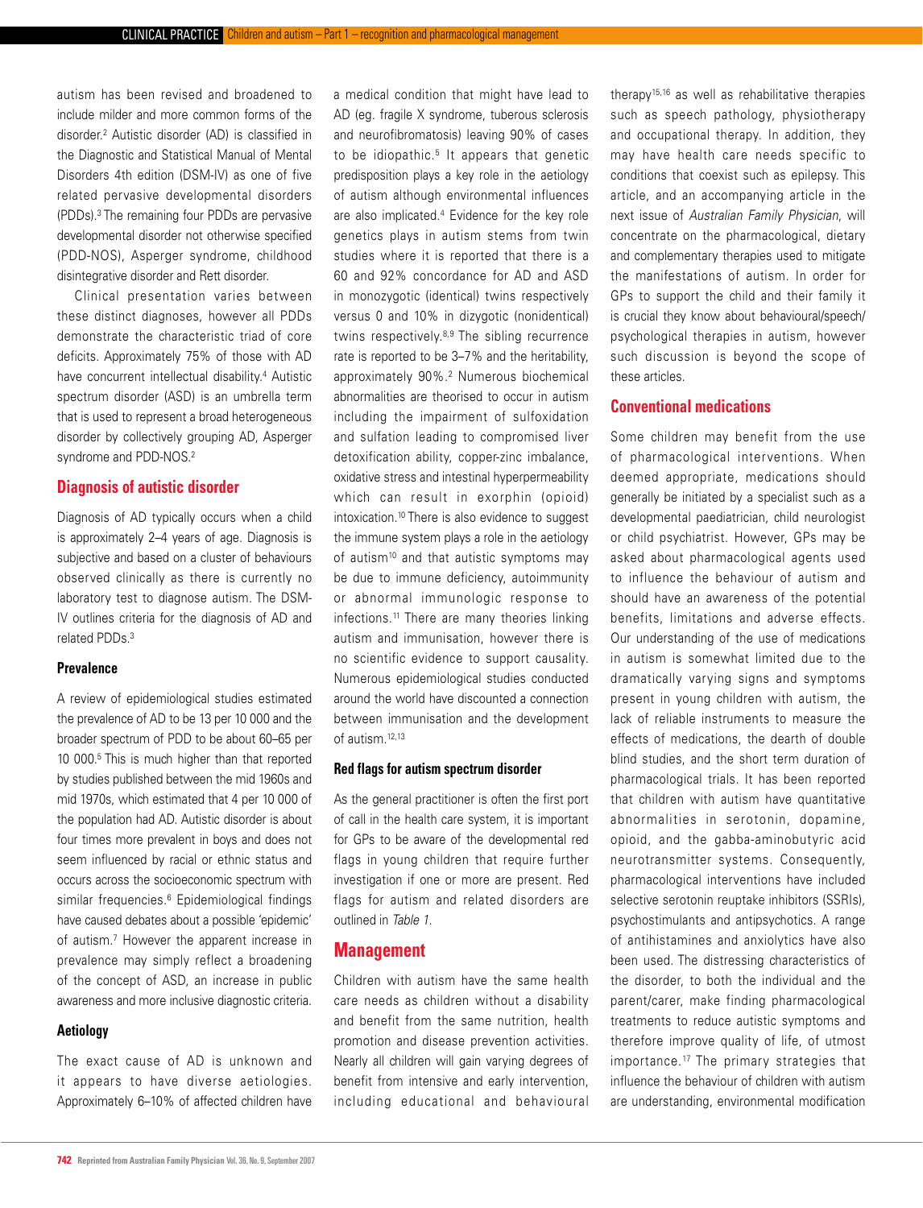autism has been revised and broadened to include milder and more common forms of the disorder.[2] Autistic disorder (AD) is classified in the Diagnostic and Statistical Manual of Mental Disorders 4th edition (DSM-IV) as one of five related pervasive developmental disorders (PDDs).[3] The remaining four PDDs are pervasive developmental disorder not otherwise specified (PDD-NOS), Asperger syndrome, childhood disintegrative disorder and Rett disorder.

Clinical presentation varies between these distinct diagnoses, however all PDDs demonstrate the characteristic triad of core deficits. Approximately 75% of those with AD have concurrent intellectual disability.[4] Autistic spectrum disorder (ASD) is an umbrella term that is used to represent a broad heterogeneous disorder by collectively grouping AD, Asperger syndrome and PDD-NOS.[2]

## Diagnosis of autistic disorder

Diagnosis of AD typically occurs when a child is approximately 2–4 years of age. Diagnosis is subjective and based on a cluster of behaviours observed clinically as there is currently no laboratory test to diagnose autism. The DSM-IV outlines criteria for the diagnosis of AD and related PDDs.[3]

### Prevalence

A review of epidemiological studies estimated the prevalence of AD to be 13 per 10 000 and the broader spectrum of PDD to be about 60–65 per 10 000.[5] This is much higher than that reported by studies published between the mid 1960s and mid 1970s, which estimated that 4 per 10 000 of the population had AD. Autistic disorder is about four times more prevalent in boys and does not seem influenced by racial or ethnic status and occurs across the socioeconomic spectrum with similar frequencies.[6] Epidemiological findings have caused debates about a possible 'epidemic' of autism.[7] However the apparent increase in prevalence may simply reflect a broadening of the concept of ASD, an increase in public awareness and more inclusive diagnostic criteria.

### Aetiology

The exact cause of AD is unknown and it appears to have diverse aetiologies. Approximately 6–10% of affected children have a medical condition that might have lead to AD (eg. fragile X syndrome, tuberous sclerosis and neurofibromatosis) leaving 90% of cases to be idiopathic.[5] It appears that genetic predisposition plays a key role in the aetiology of autism although environmental influences are also implicated.[4] Evidence for the key role genetics plays in autism stems from twin studies where it is reported that there is a 60 and 92% concordance for AD and ASD in monozygotic (identical) twins respectively versus 0 and 10% in dizygotic (nonidentical) twins respectively.[8,9] The sibling recurrence rate is reported to be 3–7% and the heritability, approximately 90%.[2] Numerous biochemical abnormalities are theorised to occur in autism including the impairment of sulfoxidation and sulfation leading to compromised liver detoxification ability, copper-zinc imbalance, oxidative stress and intestinal hyperpermeability which can result in exorphin (opioid) intoxication.[10] There is also evidence to suggest the immune system plays a role in the aetiology of autism[10] and that autistic symptoms may be due to immune deficiency, autoimmunity or abnormal immunologic response to infections.[11] There are many theories linking autism and immunisation, however there is no scientific evidence to support causality. Numerous epidemiological studies conducted around the world have discounted a connection between immunisation and the development of autism.[12,13]

### Red flags for autism spectrum disorder

As the general practitioner is often the first port of call in the health care system, it is important for GPs to be aware of the developmental red flags in young children that require further investigation if one or more are present. Red flags for autism and related disorders are outlined in *Table 1*.

## Management

Children with autism have the same health care needs as children without a disability and benefit from the same nutrition, health promotion and disease prevention activities. Nearly all children will gain varying degrees of benefit from intensive and early intervention, including educational and behavioural therapy[15,16] as well as rehabilitative therapies such as speech pathology, physiotherapy and occupational therapy. In addition, they may have health care needs specific to conditions that coexist such as epilepsy. This article, and an accompanying article in the next issue of *Australian Family Physician*, will concentrate on the pharmacological, dietary and complementary therapies used to mitigate the manifestations of autism. In order for GPs to support the child and their family it is crucial they know about behavioural/speech/psychological therapies in autism, however such discussion is beyond the scope of these articles.

### Conventional medications

Some children may benefit from the use of pharmacological interventions. When deemed appropriate, medications should generally be initiated by a specialist such as a developmental paediatrician, child neurologist or child psychiatrist. However, GPs may be asked about pharmacological agents used to influence the behaviour of autism and should have an awareness of the potential benefits, limitations and adverse effects. Our understanding of the use of medications in autism is somewhat limited due to the dramatically varying signs and symptoms present in young children with autism, the lack of reliable instruments to measure the effects of medications, the dearth of double blind studies, and the short term duration of pharmacological trials. It has been reported that children with autism have quantitative abnormalities in serotonin, dopamine, opioid, and the gabba-aminobutyric acid neurotransmitter systems. Consequently, pharmacological interventions have included selective serotonin reuptake inhibitors (SSRIs), psychostimulants and antipsychotics. A range of antihistamines and anxiolytics have also been used. The distressing characteristics of the disorder, to both the individual and the parent/carer, make finding pharmacological treatments to reduce autistic symptoms and therefore improve quality of life, of utmost importance.[17] The primary strategies that influence the behaviour of children with autism are understanding, environmental modification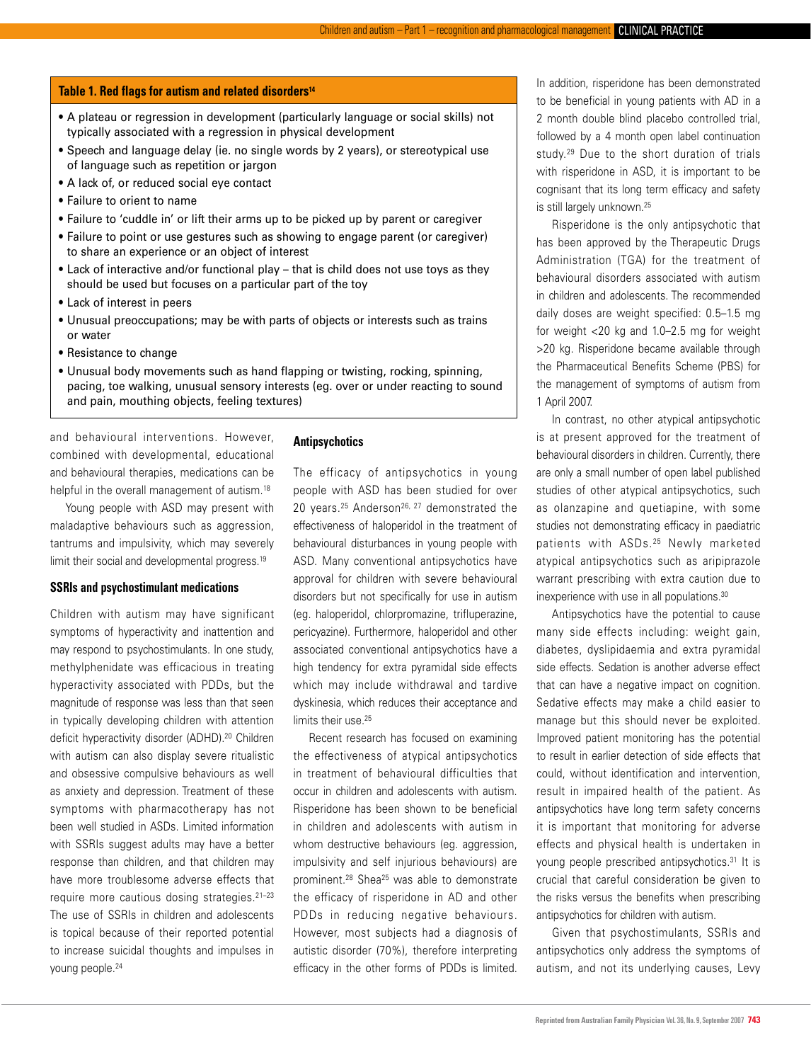**Table 1. Red flags for autism and related disorders[14]**

- A plateau or regression in development (particularly language or social skills) not typically associated with a regression in physical development
- Speech and language delay (ie. no single words by 2 years), or stereotypical use of language such as repetition or jargon
- A lack of, or reduced social eye contact
- Failure to orient to name
- Failure to 'cuddle in' or lift their arms up to be picked up by parent or caregiver
- Failure to point or use gestures such as showing to engage parent (or caregiver) to share an experience or an object of interest
- Lack of interactive and/or functional play – that is child does not use toys as they should be used but focuses on a particular part of the toy
- Lack of interest in peers
- Unusual preoccupations; may be with parts of objects or interests such as trains or water
- Resistance to change
- Unusual body movements such as hand flapping or twisting, rocking, spinning, pacing, toe walking, unusual sensory interests (eg. over or under reacting to sound and pain, mouthing objects, feeling textures)

and behavioural interventions. However, combined with developmental, educational and behavioural therapies, medications can be helpful in the overall management of autism.[18]

Young people with ASD may present with maladaptive behaviours such as aggression, tantrums and impulsivity, which may severely limit their social and developmental progress.[19]

### SSRIs and psychostimulant medications

Children with autism may have significant symptoms of hyperactivity and inattention and may respond to psychostimulants. In one study, methylphenidate was efficacious in treating hyperactivity associated with PDDs, but the magnitude of response was less than that seen in typically developing children with attention deficit hyperactivity disorder (ADHD).[20] Children with autism can also display severe ritualistic and obsessive compulsive behaviours as well as anxiety and depression. Treatment of these symptoms with pharmacotherapy has not been well studied in ASDs. Limited information with SSRIs suggest adults may have a better response than children, and that children may have more troublesome adverse effects that require more cautious dosing strategies.[21–23] The use of SSRIs in children and adolescents is topical because of their reported potential to increase suicidal thoughts and impulses in young people.[24]

### Antipsychotics

The efficacy of antipsychotics in young people with ASD has been studied for over 20 years.[25] Anderson[26, 27] demonstrated the effectiveness of haloperidol in the treatment of behavioural disturbances in young people with ASD. Many conventional antipsychotics have approval for children with severe behavioural disorders but not specifically for use in autism (eg. haloperidol, chlorpromazine, trifluperazine, pericyazine). Furthermore, haloperidol and other associated conventional antipsychotics have a high tendency for extra pyramidal side effects which may include withdrawal and tardive dyskinesia, which reduces their acceptance and limits their use.[25]

Recent research has focused on examining the effectiveness of atypical antipsychotics in treatment of behavioural difficulties that occur in children and adolescents with autism. Risperidone has been shown to be beneficial in children and adolescents with autism in whom destructive behaviours (eg. aggression, impulsivity and self injurious behaviours) are prominent.[28] Shea[25] was able to demonstrate the efficacy of risperidone in AD and other PDDs in reducing negative behaviours. However, most subjects had a diagnosis of autistic disorder (70%), therefore interpreting efficacy in the other forms of PDDs is limited. In addition, risperidone has been demonstrated to be beneficial in young patients with AD in a 2 month double blind placebo controlled trial, followed by a 4 month open label continuation study.[29] Due to the short duration of trials with risperidone in ASD, it is important to be cognisant that its long term efficacy and safety is still largely unknown.[25]

Risperidone is the only antipsychotic that has been approved by the Therapeutic Drugs Administration (TGA) for the treatment of behavioural disorders associated with autism in children and adolescents. The recommended daily doses are weight specified: 0.5–1.5 mg for weight <20 kg and 1.0–2.5 mg for weight >20 kg. Risperidone became available through the Pharmaceutical Benefits Scheme (PBS) for the management of symptoms of autism from 1 April 2007.

In contrast, no other atypical antipsychotic is at present approved for the treatment of behavioural disorders in children. Currently, there are only a small number of open label published studies of other atypical antipsychotics, such as olanzapine and quetiapine, with some studies not demonstrating efficacy in paediatric patients with ASDs.[25] Newly marketed atypical antipsychotics such as aripiprazole warrant prescribing with extra caution due to inexperience with use in all populations.[30]

Antipsychotics have the potential to cause many side effects including: weight gain, diabetes, dyslipidaemia and extra pyramidal side effects. Sedation is another adverse effect that can have a negative impact on cognition. Sedative effects may make a child easier to manage but this should never be exploited. Improved patient monitoring has the potential to result in earlier detection of side effects that could, without identification and intervention, result in impaired health of the patient. As antipsychotics have long term safety concerns it is important that monitoring for adverse effects and physical health is undertaken in young people prescribed antipsychotics.[31] It is crucial that careful consideration be given to the risks versus the benefits when prescribing antipsychotics for children with autism.

Given that psychostimulants, SSRIs and antipsychotics only address the symptoms of autism, and not its underlying causes, Levy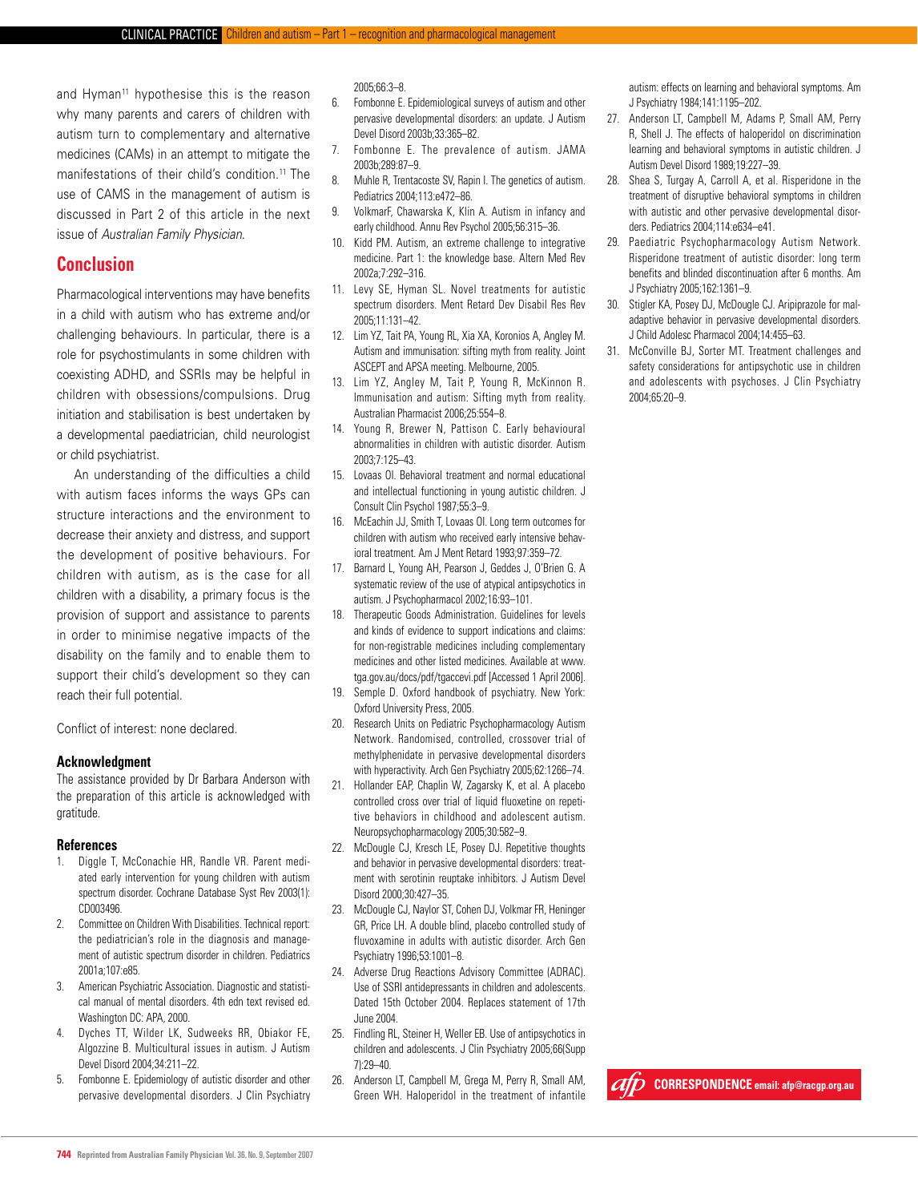and Hyman[11] hypothesise this is the reason why many parents and carers of children with autism turn to complementary and alternative medicines (CAMs) in an attempt to mitigate the manifestations of their child's condition.[11] The use of CAMS in the management of autism is discussed in Part 2 of this article in the next issue of *Australian Family Physician.*

## Conclusion

Pharmacological interventions may have benefits in a child with autism who has extreme and/or challenging behaviours. In particular, there is a role for psychostimulants in some children with coexisting ADHD, and SSRIs may be helpful in children with obsessions/compulsions. Drug initiation and stabilisation is best undertaken by a developmental paediatrician, child neurologist or child psychiatrist.

An understanding of the difficulties a child with autism faces informs the ways GPs can structure interactions and the environment to decrease their anxiety and distress, and support the development of positive behaviours. For children with autism, as is the case for all children with a disability, a primary focus is the provision of support and assistance to parents in order to minimise negative impacts of the disability on the family and to enable them to support their child's development so they can reach their full potential.

Conflict of interest: none declared.

### Acknowledgment

The assistance provided by Dr Barbara Anderson with the preparation of this article is acknowledged with gratitude.

### References

1. Diggle T, McConachie HR, Randle VR. Parent mediated early intervention for young children with autism spectrum disorder. Cochrane Database Syst Rev 2003(1): CD003496.
2. Committee on Children With Disabilities. Technical report: the pediatrician's role in the diagnosis and management of autistic spectrum disorder in children. Pediatrics 2001a;107:e85.
3. American Psychiatric Association. Diagnostic and statistical manual of mental disorders. 4th edn text revised ed. Washington DC: APA, 2000.
4. Dyches TT, Wilder LK, Sudweeks RR, Obiakor FE, Algozzine B. Multicultural issues in autism. J Autism Devel Disord 2004;34:211–22.
5. Fombonne E. Epidemiology of autistic disorder and other pervasive developmental disorders. J Clin Psychiatry 2005;66:3–8.
6. Fombonne E. Epidemiological surveys of autism and other pervasive developmental disorders: an update. J Autism Devel Disord 2003b;33:365–82.
7. Fombonne E. The prevalence of autism. JAMA 2003b;289:87–9.
8. Muhle R, Trentacoste SV, Rapin I. The genetics of autism. Pediatrics 2004;113:e472–86.
9. VolkmarF, Chawarska K, Klin A. Autism in infancy and early childhood. Annu Rev Psychol 2005;56:315–36.
10. Kidd PM. Autism, an extreme challenge to integrative medicine. Part 1: the knowledge base. Altern Med Rev 2002a;7:292–316.
11. Levy SE, Hyman SL. Novel treatments for autistic spectrum disorders. Ment Retard Dev Disabil Res Rev 2005;11:131–42.
12. Lim YZ, Tait PA, Young RL, Xia XA, Koronios A, Angley M. Autism and immunisation: sifting myth from reality. Joint ASCEPT and APSA meeting. Melbourne, 2005.
13. Lim YZ, Angley M, Tait P, Young R, McKinnon R. Immunisation and autism: Sifting myth from reality. Australian Pharmacist 2006;25:554–8.
14. Young R, Brewer N, Pattison C. Early behavioural abnormalities in children with autistic disorder. Autism 2003;7:125–43.
15. Lovaas OI. Behavioral treatment and normal educational and intellectual functioning in young autistic children. J Consult Clin Psychol 1987;55:3–9.
16. McEachin JJ, Smith T, Lovaas OI. Long term outcomes for children with autism who received early intensive behavioral treatment. Am J Ment Retard 1993;97:359–72.
17. Barnard L, Young AH, Pearson J, Geddes J, O'Brien G. A systematic review of the use of atypical antipsychotics in autism. J Psychopharmacol 2002;16:93–101.
18. Therapeutic Goods Administration. Guidelines for levels and kinds of evidence to support indications and claims: for non-registrable medicines including complementary medicines and other listed medicines. Available at www.tga.gov.au/docs/pdf/tgaccevi.pdf [Accessed 1 April 2006].
19. Semple D. Oxford handbook of psychiatry. New York: Oxford University Press, 2005.
20. Research Units on Pediatric Psychopharmacology Autism Network. Randomised, controlled, crossover trial of methylphenidate in pervasive developmental disorders with hyperactivity. Arch Gen Psychiatry 2005;62:1266–74.
21. Hollander EAP, Chaplin W, Zagarsky K, et al. A placebo controlled cross over trial of liquid fluoxetine on repetitive behaviors in childhood and adolescent autism. Neuropsychopharmacology 2005;30:582–9.
22. McDougle CJ, Kresch LE, Posey DJ. Repetitive thoughts and behavior in pervasive developmental disorders: treatment with serotinin reuptake inhibitors. J Autism Devel Disord 2000;30:427–35.
23. McDougle CJ, Naylor ST, Cohen DJ, Volkmar FR, Heninger GR, Price LH. A double blind, placebo controlled study of fluvoxamine in adults with autistic disorder. Arch Gen Psychiatry 1996;53:1001–8.
24. Adverse Drug Reactions Advisory Committee (ADRAC). Use of SSRI antidepressants in children and adolescents. Dated 15th October 2004. Replaces statement of 17th June 2004.
25. Findling RL, Steiner H, Weller EB. Use of antipsychotics in children and adolescents. J Clin Psychiatry 2005;66(Supp 7):29–40.
26. Anderson LT, Campbell M, Grega M, Perry R, Small AM, Green WH. Haloperidol in the treatment of infantile autism: effects on learning and behavioral symptoms. Am J Psychiatry 1984;141:1195–202.
27. Anderson LT, Campbell M, Adams P, Small AM, Perry R, Shell J. The effects of haloperidol on discrimination learning and behavioral symptoms in autistic children. J Autism Devel Disord 1989;19:227–39.
28. Shea S, Turgay A, Carroll A, et al. Risperidone in the treatment of disruptive behavioral symptoms in children with autistic and other pervasive developmental disorders. Pediatrics 2004;114:e634–e41.
29. Paediatric Psychopharmacology Autism Network. Risperidone treatment of autistic disorder: long term benefits and blinded discontinuation after 6 months. Am J Psychiatry 2005;162:1361–9.
30. Stigler KA, Posey DJ, McDougle CJ. Aripiprazole for maladaptive behavior in pervasive developmental disorders. J Child Adolesc Pharmacol 2004;14:455–63.
31. McConville BJ, Sorter MT. Treatment challenges and safety considerations for antipsychotic use in children and adolescents with psychoses. J Clin Psychiatry 2004;65:20–9.

**CORRESPONDENCE** email: afp@racgp.org.au